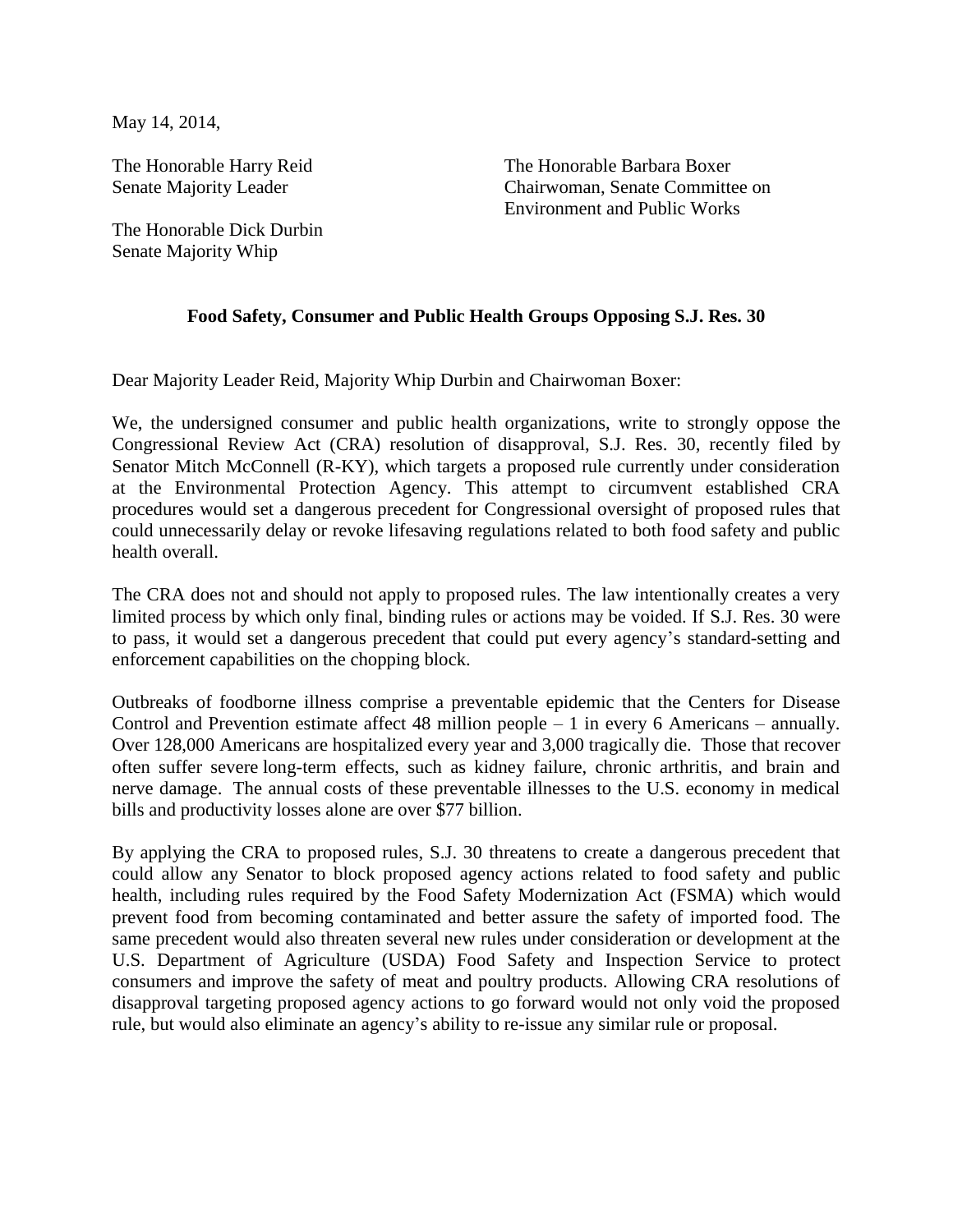May 14, 2014,

The Honorable Harry Reid
Senate Majority Leader

The Honorable Dick Durbin
Senate Majority Whip

The Honorable Barbara Boxer
Chairwoman, Senate Committee on Environment and Public Works

**Food Safety, Consumer and Public Health Groups Opposing S.J. Res. 30**

Dear Majority Leader Reid, Majority Whip Durbin and Chairwoman Boxer:

We, the undersigned consumer and public health organizations, write to strongly oppose the Congressional Review Act (CRA) resolution of disapproval, S.J. Res. 30, recently filed by Senator Mitch McConnell (R-KY), which targets a proposed rule currently under consideration at the Environmental Protection Agency. This attempt to circumvent established CRA procedures would set a dangerous precedent for Congressional oversight of proposed rules that could unnecessarily delay or revoke lifesaving regulations related to both food safety and public health overall.

The CRA does not and should not apply to proposed rules. The law intentionally creates a very limited process by which only final, binding rules or actions may be voided. If S.J. Res. 30 were to pass, it would set a dangerous precedent that could put every agency's standard-setting and enforcement capabilities on the chopping block.

Outbreaks of foodborne illness comprise a preventable epidemic that the Centers for Disease Control and Prevention estimate affect 48 million people – 1 in every 6 Americans – annually. Over 128,000 Americans are hospitalized every year and 3,000 tragically die. Those that recover often suffer severe long-term effects, such as kidney failure, chronic arthritis, and brain and nerve damage. The annual costs of these preventable illnesses to the U.S. economy in medical bills and productivity losses alone are over $77 billion.

By applying the CRA to proposed rules, S.J. 30 threatens to create a dangerous precedent that could allow any Senator to block proposed agency actions related to food safety and public health, including rules required by the Food Safety Modernization Act (FSMA) which would prevent food from becoming contaminated and better assure the safety of imported food. The same precedent would also threaten several new rules under consideration or development at the U.S. Department of Agriculture (USDA) Food Safety and Inspection Service to protect consumers and improve the safety of meat and poultry products. Allowing CRA resolutions of disapproval targeting proposed agency actions to go forward would not only void the proposed rule, but would also eliminate an agency's ability to re-issue any similar rule or proposal.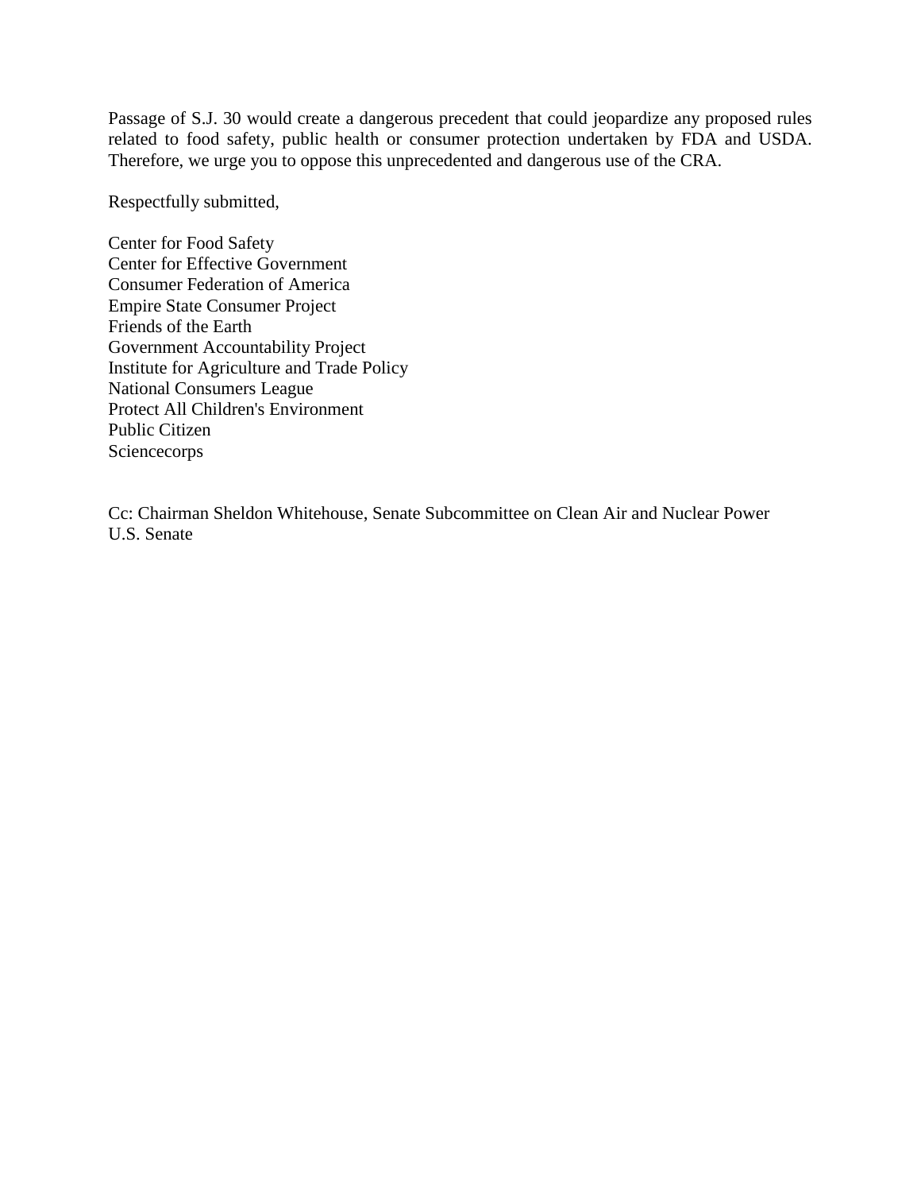Passage of S.J. 30 would create a dangerous precedent that could jeopardize any proposed rules related to food safety, public health or consumer protection undertaken by FDA and USDA. Therefore, we urge you to oppose this unprecedented and dangerous use of the CRA.

Respectfully submitted,

Center for Food Safety  
Center for Effective Government  
Consumer Federation of America  
Empire State Consumer Project  
Friends of the Earth  
Government Accountability Project  
Institute for Agriculture and Trade Policy  
National Consumers League  
Protect All Children's Environment  
Public Citizen  
Sciencecorps

Cc: Chairman Sheldon Whitehouse, Senate Subcommittee on Clean Air and Nuclear Power  
U.S. Senate